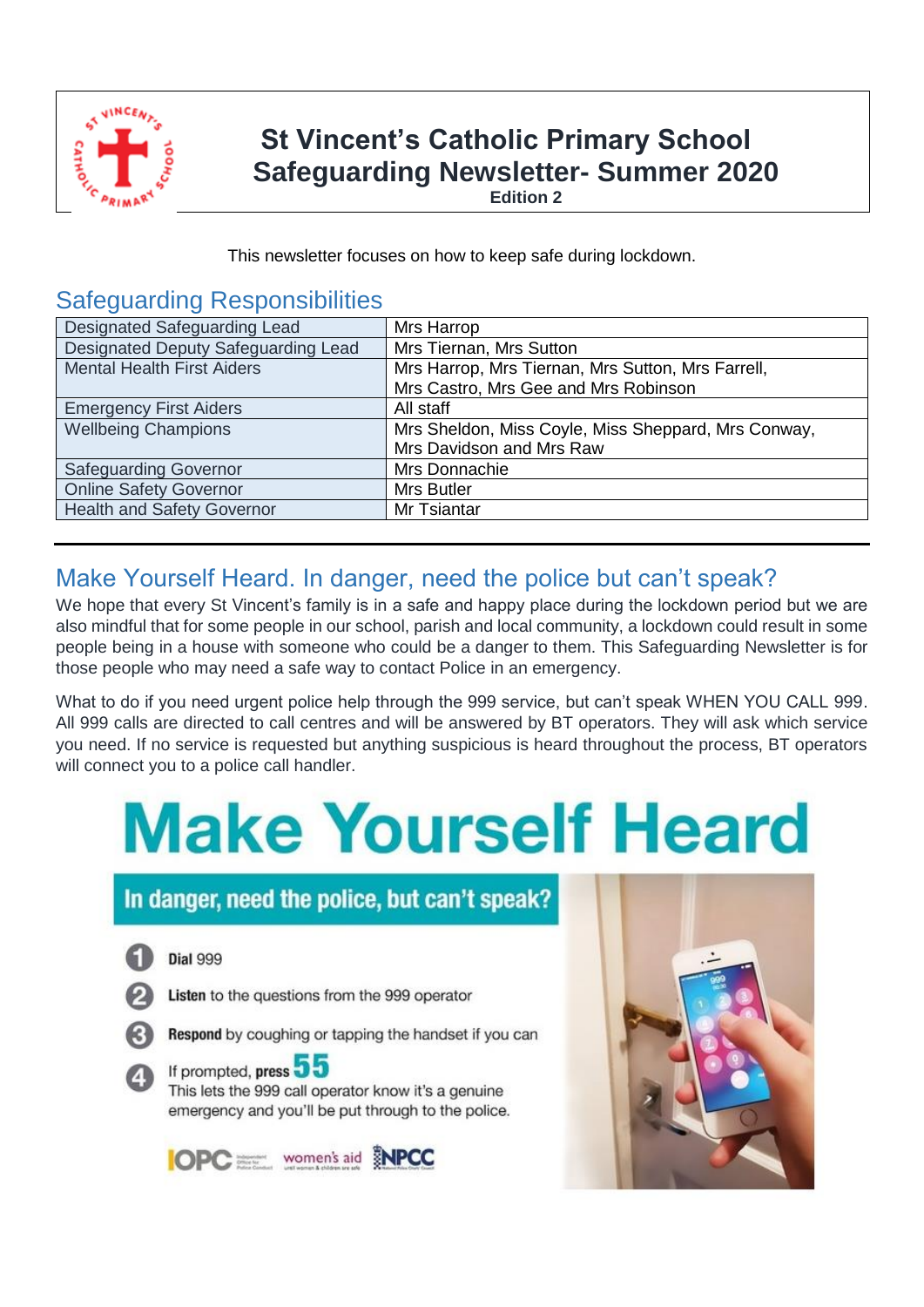# St Vincent's Catholic Primary School
# Safeguarding Newsletter- Summer 2020

**Edition 2**

This newsletter focuses on how to keep safe during lockdown.

## Safeguarding Responsibilities

| | |
|---|---|
| Designated Safeguarding Lead | Mrs Harrop |
| Designated Deputy Safeguarding Lead | Mrs Tiernan, Mrs Sutton |
| Mental Health First Aiders | Mrs Harrop, Mrs Tiernan, Mrs Sutton, Mrs Farrell, Mrs Castro, Mrs Gee and Mrs Robinson |
| Emergency First Aiders | All staff |
| Wellbeing Champions | Mrs Sheldon, Miss Coyle, Miss Sheppard, Mrs Conway, Mrs Davidson and Mrs Raw |
| Safeguarding Governor | Mrs Donnachie |
| Online Safety Governor | Mrs Butler |
| Health and Safety Governor | Mr Tsiantar |

## Make Yourself Heard. In danger, need the police but can't speak?

We hope that every St Vincent's family is in a safe and happy place during the lockdown period but we are also mindful that for some people in our school, parish and local community, a lockdown could result in some people being in a house with someone who could be a danger to them. This Safeguarding Newsletter is for those people who may need a safe way to contact Police in an emergency.

What to do if you need urgent police help through the 999 service, but can't speak WHEN YOU CALL 999. All 999 calls are directed to call centres and will be answered by BT operators. They will ask which service you need. If no service is requested but anything suspicious is heard throughout the process, BT operators will connect you to a police call handler.

# Make Yourself Heard

**In danger, need the police, but can't speak?**

1. **Dial** 999
2. **Listen** to the questions from the 999 operator
3. **Respond** by coughing or tapping the handset if you can
4. If prompted, **press 55**
   This lets the 999 call operator know it's a genuine emergency and you'll be put through to the police.

IOPC women's aid NPCC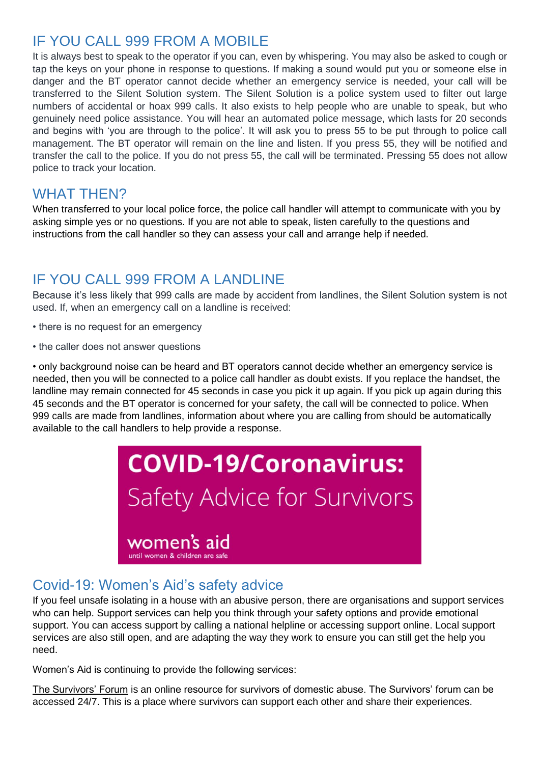## IF YOU CALL 999 FROM A MOBILE

It is always best to speak to the operator if you can, even by whispering. You may also be asked to cough or tap the keys on your phone in response to questions. If making a sound would put you or someone else in danger and the BT operator cannot decide whether an emergency service is needed, your call will be transferred to the Silent Solution system. The Silent Solution is a police system used to filter out large numbers of accidental or hoax 999 calls. It also exists to help people who are unable to speak, but who genuinely need police assistance. You will hear an automated police message, which lasts for 20 seconds and begins with 'you are through to the police'. It will ask you to press 55 to be put through to police call management. The BT operator will remain on the line and listen. If you press 55, they will be notified and transfer the call to the police. If you do not press 55, the call will be terminated. Pressing 55 does not allow police to track your location.

## WHAT THEN?

When transferred to your local police force, the police call handler will attempt to communicate with you by asking simple yes or no questions. If you are not able to speak, listen carefully to the questions and instructions from the call handler so they can assess your call and arrange help if needed.

## IF YOU CALL 999 FROM A LANDLINE

Because it's less likely that 999 calls are made by accident from landlines, the Silent Solution system is not used. If, when an emergency call on a landline is received:

- there is no request for an emergency
- the caller does not answer questions
- only background noise can be heard and BT operators cannot decide whether an emergency service is needed, then you will be connected to a police call handler as doubt exists. If you replace the handset, the landline may remain connected for 45 seconds in case you pick it up again. If you pick up again during this 45 seconds and the BT operator is concerned for your safety, the call will be connected to police. When 999 calls are made from landlines, information about where you are calling from should be automatically available to the call handlers to help provide a response.

**COVID-19/Coronavirus:**
Safety Advice for Survivors

women's aid
until women & children are safe

## Covid-19: Women's Aid's safety advice

If you feel unsafe isolating in a house with an abusive person, there are organisations and support services who can help. Support services can help you think through your safety options and provide emotional support. You can access support by calling a national helpline or accessing support online. Local support services are also still open, and are adapting the way they work to ensure you can still get the help you need.

Women's Aid is continuing to provide the following services:

The Survivors' Forum is an online resource for survivors of domestic abuse. The Survivors' forum can be accessed 24/7. This is a place where survivors can support each other and share their experiences.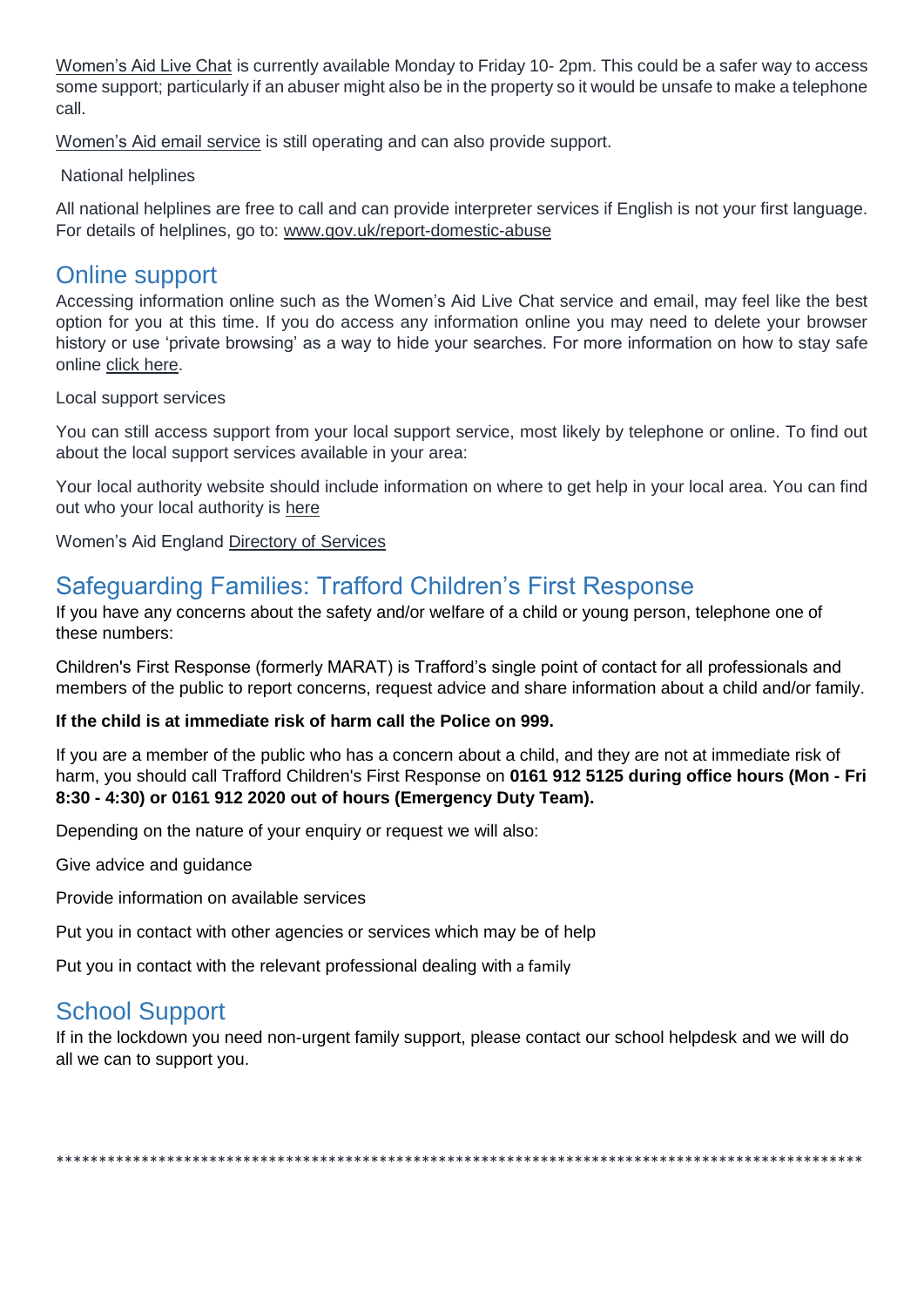Women's Aid Live Chat is currently available Monday to Friday 10- 2pm. This could be a safer way to access some support; particularly if an abuser might also be in the property so it would be unsafe to make a telephone call.

Women's Aid email service is still operating and can also provide support.

National helplines

All national helplines are free to call and can provide interpreter services if English is not your first language. For details of helplines, go to: www.gov.uk/report-domestic-abuse

## Online support

Accessing information online such as the Women's Aid Live Chat service and email, may feel like the best option for you at this time. If you do access any information online you may need to delete your browser history or use 'private browsing' as a way to hide your searches. For more information on how to stay safe online click here.

Local support services

You can still access support from your local support service, most likely by telephone or online. To find out about the local support services available in your area:

Your local authority website should include information on where to get help in your local area. You can find out who your local authority is here

Women's Aid England Directory of Services

## Safeguarding Families: Trafford Children's First Response

If you have any concerns about the safety and/or welfare of a child or young person, telephone one of these numbers:

Children's First Response (formerly MARAT) is Trafford's single point of contact for all professionals and members of the public to report concerns, request advice and share information about a child and/or family.

**If the child is at immediate risk of harm call the Police on 999.**

If you are a member of the public who has a concern about a child, and they are not at immediate risk of harm, you should call Trafford Children's First Response on **0161 912 5125 during office hours (Mon - Fri 8:30 - 4:30) or 0161 912 2020 out of hours (Emergency Duty Team).**

Depending on the nature of your enquiry or request we will also:

Give advice and guidance

Provide information on available services

Put you in contact with other agencies or services which may be of help

Put you in contact with the relevant professional dealing with a family

## School Support

If in the lockdown you need non-urgent family support, please contact our school helpdesk and we will do all we can to support you.

****************************************************************************************************